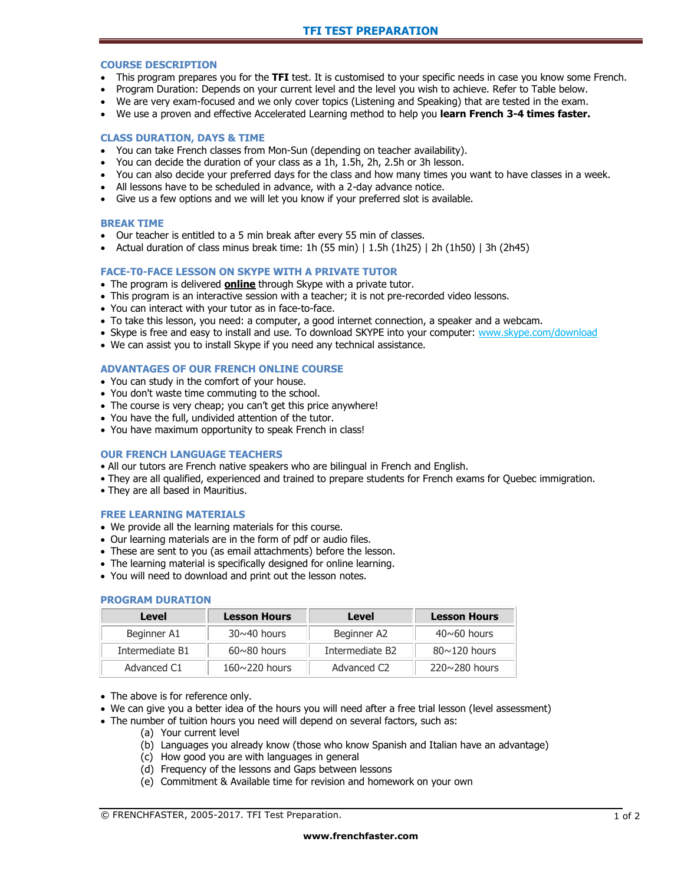# TFI TEST PREPARATION

## COURSE DESCRIPTION

- This program prepares you for the **TFI** test. It is customised to your specific needs in case you know some French.
- Program Duration: Depends on your current level and the level you wish to achieve. Refer to Table below.
- We are very exam-focused and we only cover topics (Listening and Speaking) that are tested in the exam.
- We use a proven and effective Accelerated Learning method to help you **learn French 3-4 times faster.**

## CLASS DURATION, DAYS & TIME

- You can take French classes from Mon-Sun (depending on teacher availability).
- You can decide the duration of your class as a 1h, 1.5h, 2h, 2.5h or 3h lesson.
- You can also decide your preferred days for the class and how many times you want to have classes in a week.
- All lessons have to be scheduled in advance, with a 2-day advance notice.
- Give us a few options and we will let you know if your preferred slot is available.

## BREAK TIME

- Our teacher is entitled to a 5 min break after every 55 min of classes.
- Actual duration of class minus break time: 1h (55 min) | 1.5h (1h25) | 2h (1h50) | 3h (2h45)

## FACE-T0-FACE LESSON ON SKYPE WITH A PRIVATE TUTOR

- The program is delivered **online** through Skype with a private tutor.
- This program is an interactive session with a teacher; it is not pre-recorded video lessons.
- You can interact with your tutor as in face-to-face.
- To take this lesson, you need: a computer, a good internet connection, a speaker and a webcam.
- Skype is free and easy to install and use. To download SKYPE into your computer: www.skype.com/download
- We can assist you to install Skype if you need any technical assistance.

## ADVANTAGES OF OUR FRENCH ONLINE COURSE

- You can study in the comfort of your house.
- You don't waste time commuting to the school.
- The course is very cheap; you can't get this price anywhere!
- You have the full, undivided attention of the tutor.
- You have maximum opportunity to speak French in class!

## OUR FRENCH LANGUAGE TEACHERS

- All our tutors are French native speakers who are bilingual in French and English.
- They are all qualified, experienced and trained to prepare students for French exams for Quebec immigration.
- They are all based in Mauritius.

## FREE LEARNING MATERIALS

- We provide all the learning materials for this course.
- Our learning materials are in the form of pdf or audio files.
- These are sent to you (as email attachments) before the lesson.
- The learning material is specifically designed for online learning.
- You will need to download and print out the lesson notes.

## PROGRAM DURATION

| Level | Lesson Hours | Level | Lesson Hours |
|---|---|---|---|
| Beginner A1 | 30~40 hours | Beginner A2 | 40~60 hours |
| Intermediate B1 | 60~80 hours | Intermediate B2 | 80~120 hours |
| Advanced C1 | 160~220 hours | Advanced C2 | 220~280 hours |

- The above is for reference only.
- We can give you a better idea of the hours you will need after a free trial lesson (level assessment)
- The number of tuition hours you need will depend on several factors, such as:
  - (a) Your current level
  - (b) Languages you already know (those who know Spanish and Italian have an advantage)
  - (c) How good you are with languages in general
  - (d) Frequency of the lessons and Gaps between lessons
  - (e) Commitment & Available time for revision and homework on your own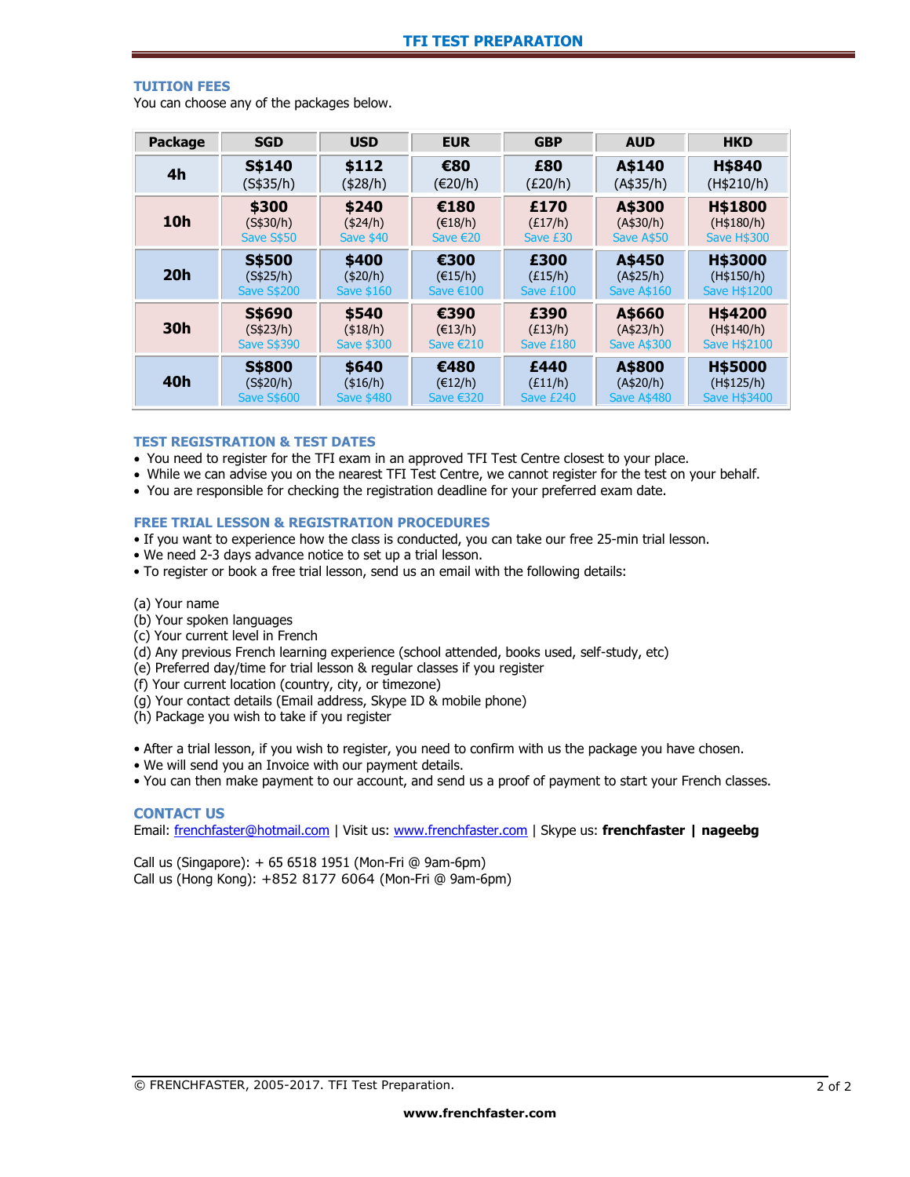# TFI TEST PREPARATION

## TUITION FEES

You can choose any of the packages below.

| Package | SGD | USD | EUR | GBP | AUD | HKD |
|---|---|---|---|---|---|---|
| **4h** | **S$140** (S$35/h) | **$112** ($28/h) | **€80** (€20/h) | **£80** (£20/h) | **A$140** (A$35/h) | **H$840** (H$210/h) |
| **10h** | **$300** (S$30/h) Save S$50 | **$240** ($24/h) Save $40 | **€180** (€18/h) Save €20 | **£170** (£17/h) Save £30 | **A$300** (A$30/h) Save A$50 | **H$1800** (H$180/h) Save H$300 |
| **20h** | **S$500** (S$25/h) Save S$200 | **$400** ($20/h) Save $160 | **€300** (€15/h) Save €100 | **£300** (£15/h) Save £100 | **A$450** (A$25/h) Save A$160 | **H$3000** (H$150/h) Save H$1200 |
| **30h** | **S$690** (S$23/h) Save S$390 | **$540** ($18/h) Save $300 | **€390** (€13/h) Save €210 | **£390** (£13/h) Save £180 | **A$660** (A$23/h) Save A$300 | **H$4200** (H$140/h) Save H$2100 |
| **40h** | **S$800** (S$20/h) Save S$600 | **$640** ($16/h) Save $480 | **€480** (€12/h) Save €320 | **£440** (£11/h) Save £240 | **A$800** (A$20/h) Save A$480 | **H$5000** (H$125/h) Save H$3400 |

## TEST REGISTRATION & TEST DATES

- You need to register for the TFI exam in an approved TFI Test Centre closest to your place.
- While we can advise you on the nearest TFI Test Centre, we cannot register for the test on your behalf.
- You are responsible for checking the registration deadline for your preferred exam date.

## FREE TRIAL LESSON & REGISTRATION PROCEDURES

- If you want to experience how the class is conducted, you can take our free 25-min trial lesson.
- We need 2-3 days advance notice to set up a trial lesson.
- To register or book a free trial lesson, send us an email with the following details:

(a) Your name
(b) Your spoken languages
(c) Your current level in French
(d) Any previous French learning experience (school attended, books used, self-study, etc)
(e) Preferred day/time for trial lesson & regular classes if you register
(f) Your current location (country, city, or timezone)
(g) Your contact details (Email address, Skype ID & mobile phone)
(h) Package you wish to take if you register

- After a trial lesson, if you wish to register, you need to confirm with us the package you have chosen.
- We will send you an Invoice with our payment details.
- You can then make payment to our account, and send us a proof of payment to start your French classes.

## CONTACT US

Email: frenchfaster@hotmail.com | Visit us: www.frenchfaster.com | Skype us: **frenchfaster | nageebg**

Call us (Singapore): + 65 6518 1951 (Mon-Fri @ 9am-6pm)
Call us (Hong Kong): +852 8177 6064 (Mon-Fri @ 9am-6pm)

© FRENCHFASTER, 2005-2017. TFI Test Preparation.

**www.frenchfaster.com**